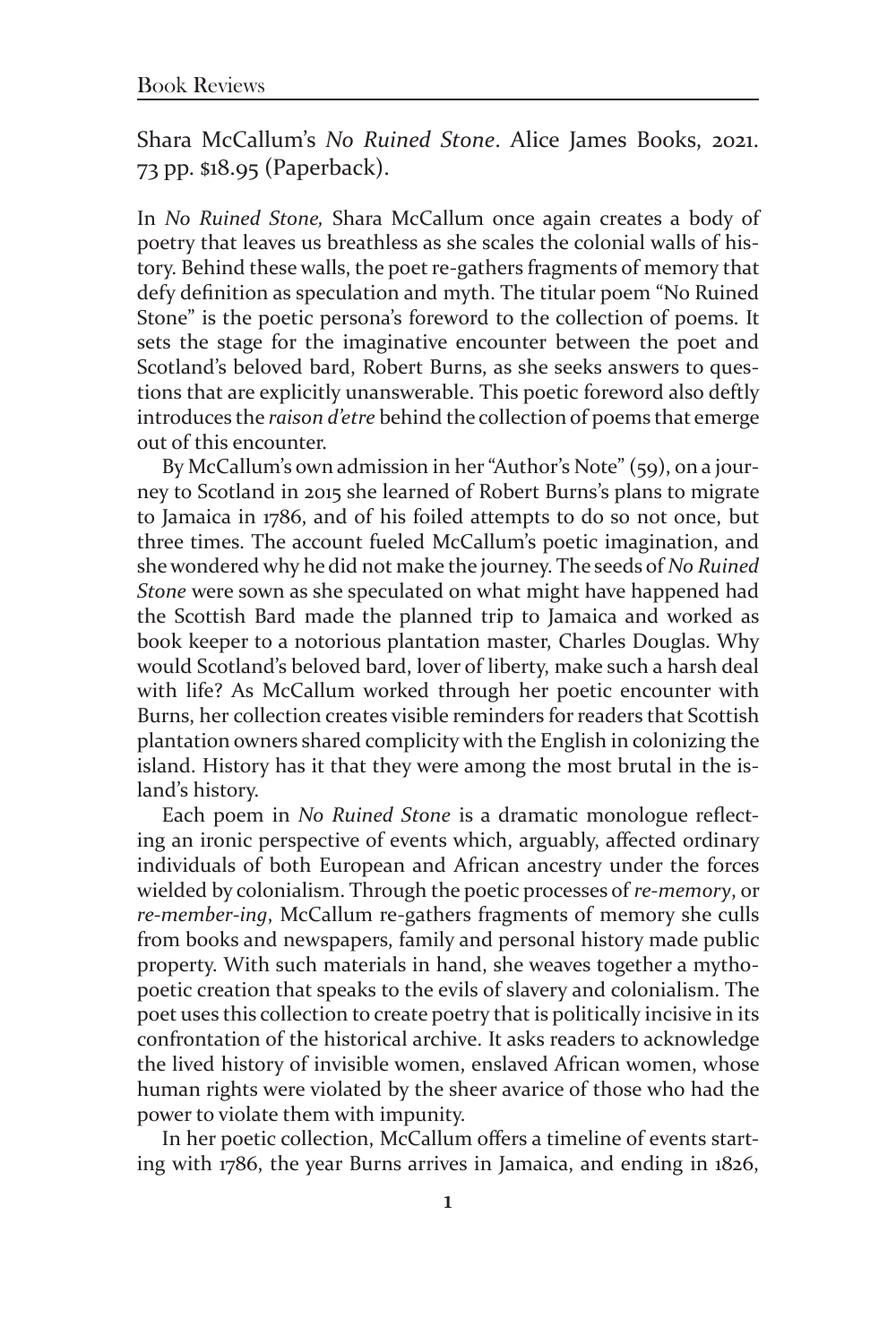Shara McCallum's *No Ruined Stone*. Alice James Books, 2021. 73 pp. $18.95 (Paperback).

In *No Ruined Stone,* Shara McCallum once again creates a body of poetry that leaves us breathless as she scales the colonial walls of history. Behind these walls, the poet re-gathers fragments of memory that defy definition as speculation and myth. The titular poem "No Ruined Stone" is the poetic persona's foreword to the collection of poems. It sets the stage for the imaginative encounter between the poet and Scotland's beloved bard, Robert Burns, as she seeks answers to questions that are explicitly unanswerable. This poetic foreword also deftly introduces the *raison d'etre* behind the collection of poems that emerge out of this encounter.

By McCallum's own admission in her "Author's Note" (59), on a journey to Scotland in 2015 she learned of Robert Burns's plans to migrate to Jamaica in 1786, and of his foiled attempts to do so not once, but three times. The account fueled McCallum's poetic imagination, and she wondered why he did not make the journey. The seeds of *No Ruined Stone* were sown as she speculated on what might have happened had the Scottish Bard made the planned trip to Jamaica and worked as book keeper to a notorious plantation master, Charles Douglas. Why would Scotland's beloved bard, lover of liberty, make such a harsh deal with life? As McCallum worked through her poetic encounter with Burns, her collection creates visible reminders for readers that Scottish plantation owners shared complicity with the English in colonizing the island. History has it that they were among the most brutal in the island's history.

Each poem in *No Ruined Stone* is a dramatic monologue reflecting an ironic perspective of events which, arguably, affected ordinary individuals of both European and African ancestry under the forces wielded by colonialism. Through the poetic processes of *re-memory*, or *re-member-ing*, McCallum re-gathers fragments of memory she culls from books and newspapers, family and personal history made public property. With such materials in hand, she weaves together a mythopoetic creation that speaks to the evils of slavery and colonialism. The poet uses this collection to create poetry that is politically incisive in its confrontation of the historical archive. It asks readers to acknowledge the lived history of invisible women, enslaved African women, whose human rights were violated by the sheer avarice of those who had the power to violate them with impunity.

In her poetic collection, McCallum offers a timeline of events starting with 1786, the year Burns arrives in Jamaica, and ending in 1826,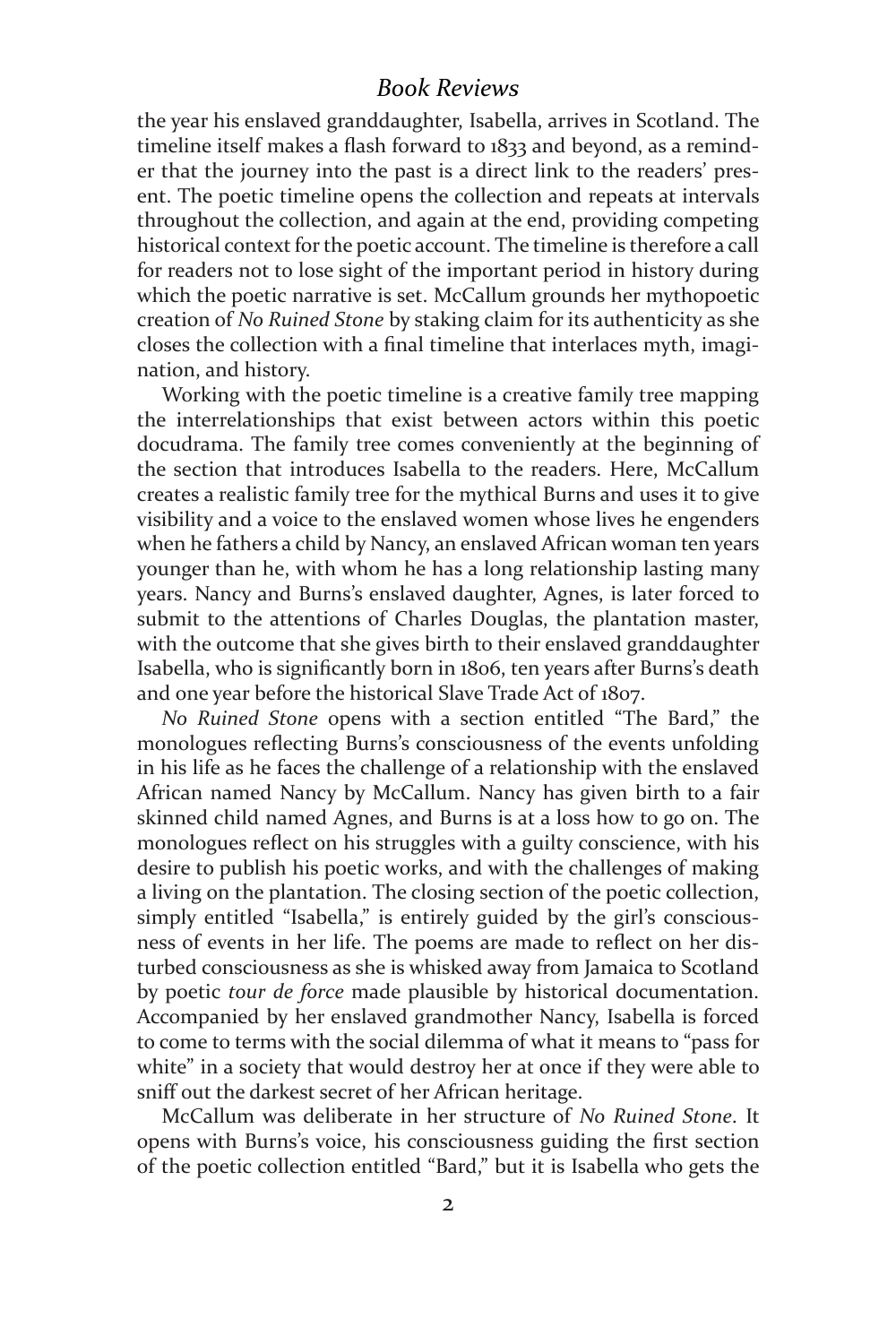the year his enslaved granddaughter, Isabella, arrives in Scotland. The timeline itself makes a flash forward to 1833 and beyond, as a reminder that the journey into the past is a direct link to the readers' present. The poetic timeline opens the collection and repeats at intervals throughout the collection, and again at the end, providing competing historical context for the poetic account. The timeline is therefore a call for readers not to lose sight of the important period in history during which the poetic narrative is set. McCallum grounds her mythopoetic creation of *No Ruined Stone* by staking claim for its authenticity as she closes the collection with a final timeline that interlaces myth, imagination, and history.

Working with the poetic timeline is a creative family tree mapping the interrelationships that exist between actors within this poetic docudrama. The family tree comes conveniently at the beginning of the section that introduces Isabella to the readers. Here, McCallum creates a realistic family tree for the mythical Burns and uses it to give visibility and a voice to the enslaved women whose lives he engenders when he fathers a child by Nancy, an enslaved African woman ten years younger than he, with whom he has a long relationship lasting many years. Nancy and Burns's enslaved daughter, Agnes, is later forced to submit to the attentions of Charles Douglas, the plantation master, with the outcome that she gives birth to their enslaved granddaughter Isabella, who is significantly born in 1806, ten years after Burns's death and one year before the historical Slave Trade Act of 1807.

*No Ruined Stone* opens with a section entitled "The Bard," the monologues reflecting Burns's consciousness of the events unfolding in his life as he faces the challenge of a relationship with the enslaved African named Nancy by McCallum. Nancy has given birth to a fair skinned child named Agnes, and Burns is at a loss how to go on. The monologues reflect on his struggles with a guilty conscience, with his desire to publish his poetic works, and with the challenges of making a living on the plantation. The closing section of the poetic collection, simply entitled "Isabella," is entirely guided by the girl's consciousness of events in her life. The poems are made to reflect on her disturbed consciousness as she is whisked away from Jamaica to Scotland by poetic *tour de force* made plausible by historical documentation. Accompanied by her enslaved grandmother Nancy, Isabella is forced to come to terms with the social dilemma of what it means to "pass for white" in a society that would destroy her at once if they were able to sniff out the darkest secret of her African heritage.

McCallum was deliberate in her structure of *No Ruined Stone*. It opens with Burns's voice, his consciousness guiding the first section of the poetic collection entitled "Bard," but it is Isabella who gets the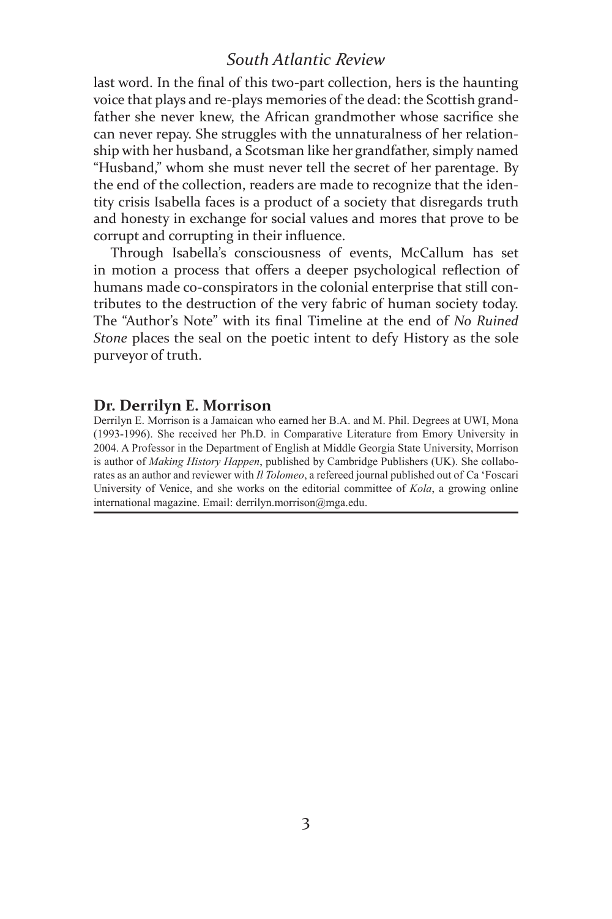last word. In the final of this two-part collection, hers is the haunting voice that plays and re-plays memories of the dead: the Scottish grandfather she never knew, the African grandmother whose sacrifice she can never repay. She struggles with the unnaturalness of her relationship with her husband, a Scotsman like her grandfather, simply named "Husband," whom she must never tell the secret of her parentage. By the end of the collection, readers are made to recognize that the identity crisis Isabella faces is a product of a society that disregards truth and honesty in exchange for social values and mores that prove to be corrupt and corrupting in their influence.

Through Isabella's consciousness of events, McCallum has set in motion a process that offers a deeper psychological reflection of humans made co-conspirators in the colonial enterprise that still contributes to the destruction of the very fabric of human society today. The "Author's Note" with its final Timeline at the end of *No Ruined Stone* places the seal on the poetic intent to defy History as the sole purveyor of truth.

**Dr. Derrilyn E. Morrison**

Derrilyn E. Morrison is a Jamaican who earned her B.A. and M. Phil. Degrees at UWI, Mona (1993-1996). She received her Ph.D. in Comparative Literature from Emory University in 2004. A Professor in the Department of English at Middle Georgia State University, Morrison is author of *Making History Happen*, published by Cambridge Publishers (UK). She collaborates as an author and reviewer with *Il Tolomeo*, a refereed journal published out of Ca 'Foscari University of Venice, and she works on the editorial committee of *Kola*, a growing online international magazine. Email: derrilyn.morrison@mga.edu.